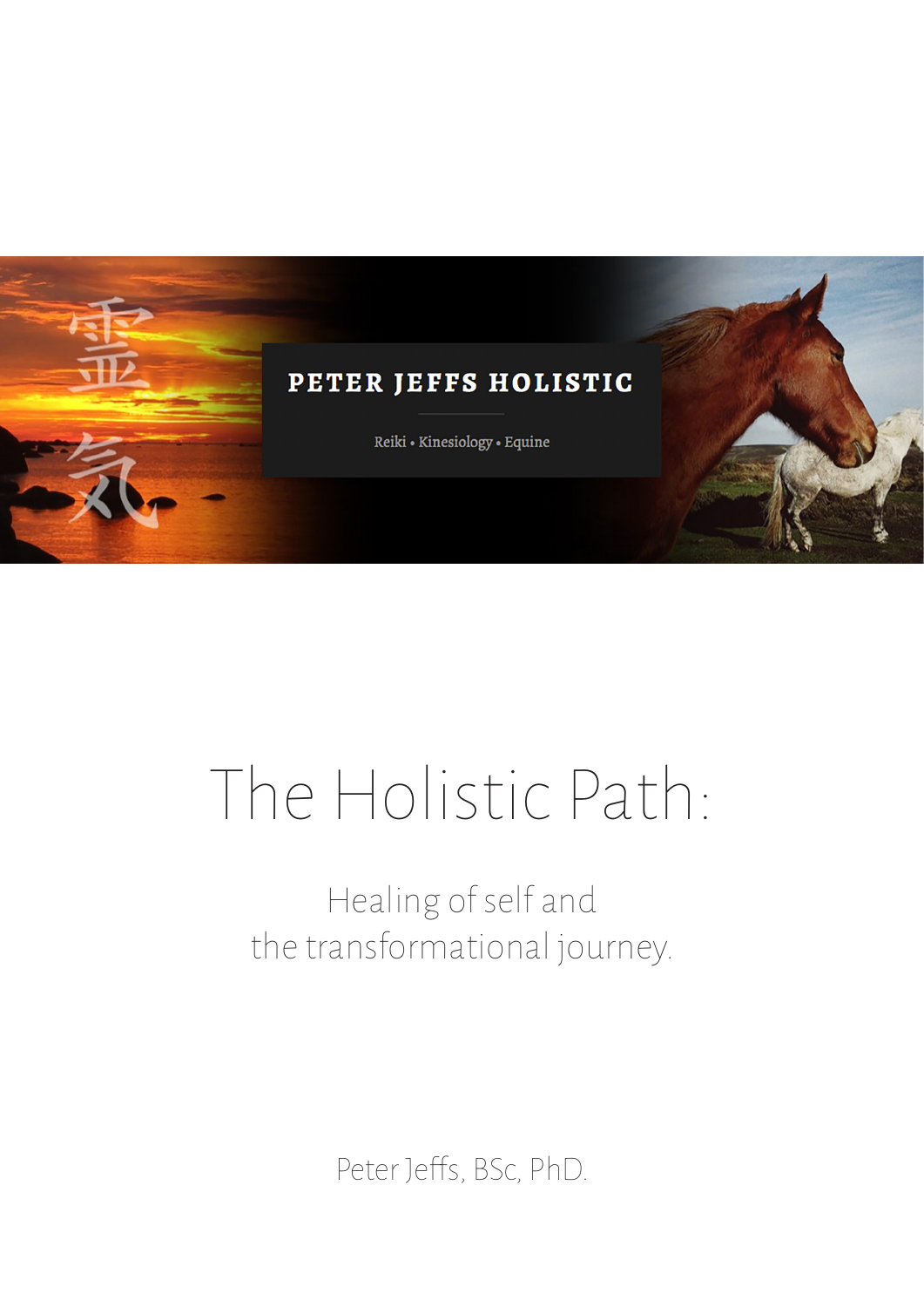霊気

PETER JEFFS HOLISTIC

Reiki • Kinesiology • Equine

# The Holistic Path:

## Healing of self and the transformational journey.

Peter Jeffs, BSc, PhD.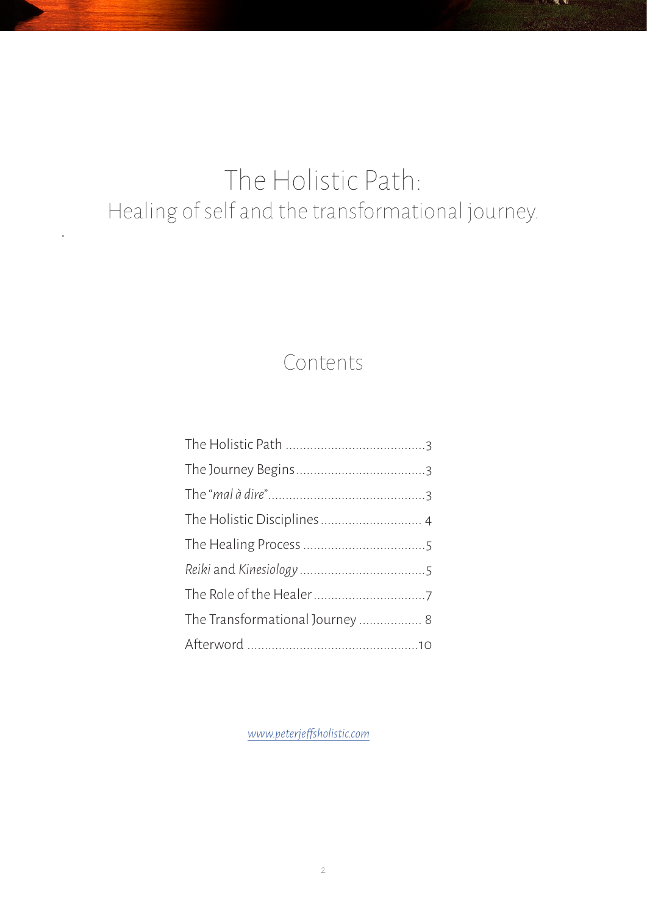# The Holistic Path:

## Healing of self and the transformational journey.

## Contents

| | |
|---|---|
| The Holistic Path | 3 |
| The Journey Begins | 3 |
| The "*mal à dire*" | 3 |
| The Holistic Disciplines | 4 |
| The Healing Process | 5 |
| *Reiki* and *Kinesiology* | 5 |
| The Role of the Healer | 7 |
| The Transformational Journey | 8 |
| Afterword | 10 |

*www.peterjeffsholistic.com*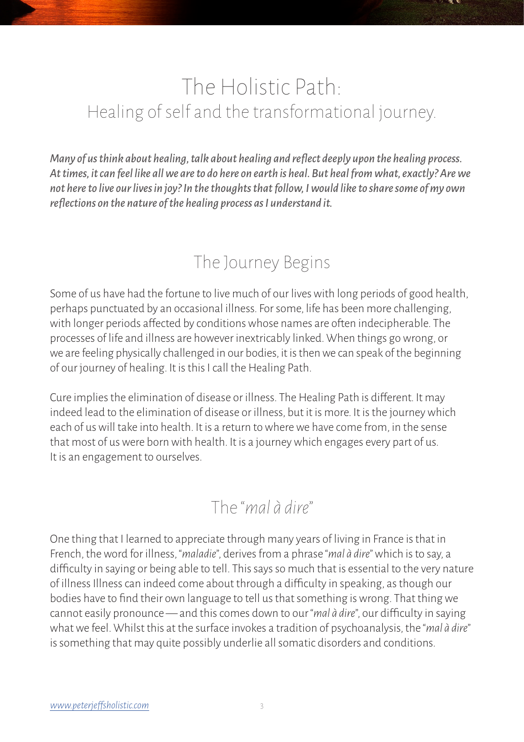# The Holistic Path:
## Healing of self and the transformational journey.

*Many of us think about healing, talk about healing and reflect deeply upon the healing process. At times, it can feel like all we are to do here on earth is heal. But heal from what, exactly? Are we not here to live our lives in joy? In the thoughts that follow, I would like to share some of my own reflections on the nature of the healing process as I understand it.*

## The Journey Begins

Some of us have had the fortune to live much of our lives with long periods of good health, perhaps punctuated by an occasional illness. For some, life has been more challenging, with longer periods affected by conditions whose names are often indecipherable. The processes of life and illness are however inextricably linked. When things go wrong, or we are feeling physically challenged in our bodies, it is then we can speak of the beginning of our journey of healing. It is this I call the Healing Path.

Cure implies the elimination of disease or illness. The Healing Path is different. It may indeed lead to the elimination of disease or illness, but it is more. It is the journey which each of us will take into health. It is a return to where we have come from, in the sense that most of us were born with health. It is a journey which engages every part of us. It is an engagement to ourselves.

## The "*mal à dire*"

One thing that I learned to appreciate through many years of living in France is that in French, the word for illness, "*maladie*", derives from a phrase "*mal à dire*" which is to say, a difficulty in saying or being able to tell. This says so much that is essential to the very nature of illness Illness can indeed come about through a difficulty in speaking, as though our bodies have to find their own language to tell us that something is wrong. That thing we cannot easily pronounce — and this comes down to our "*mal à dire*", our difficulty in saying what we feel. Whilst this at the surface invokes a tradition of psychoanalysis, the "*mal à dire*" is something that may quite possibly underlie all somatic disorders and conditions.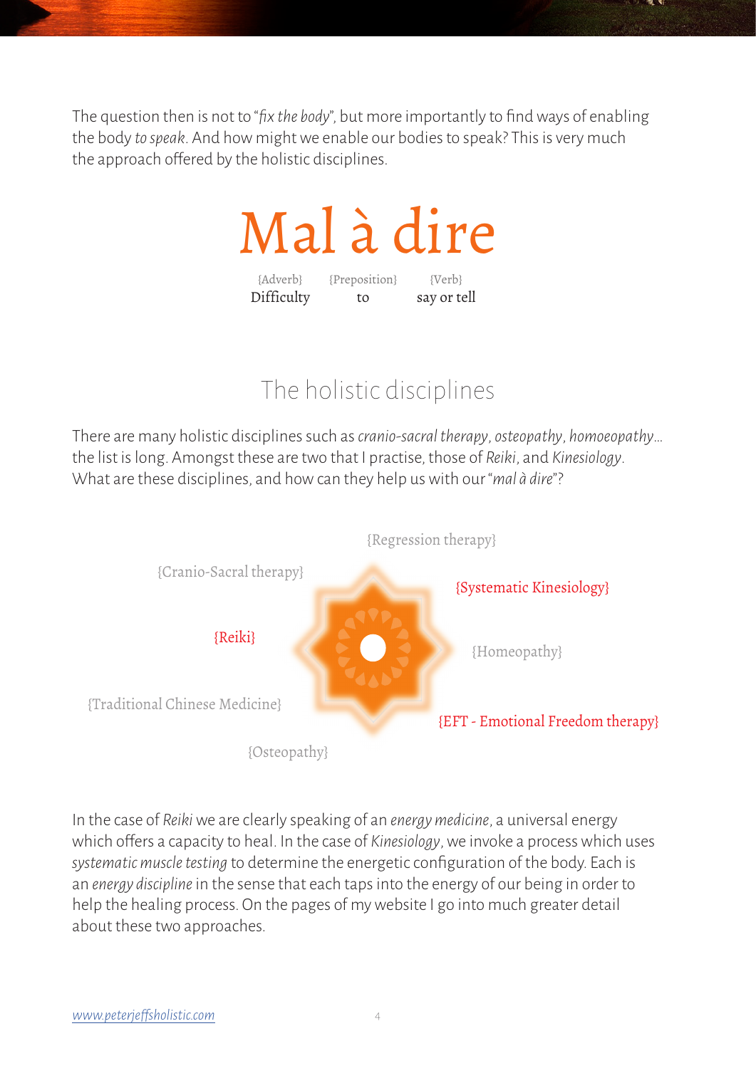The question then is not to "*fix the body*", but more importantly to find ways of enabling the body *to speak*. And how might we enable our bodies to speak? This is very much the approach offered by the holistic disciplines.

# Mal à dire

| {Adverb} | {Preposition} | {Verb} |
|---|---|---|
| Difficulty | to | say or tell |

## The holistic disciplines

There are many holistic disciplines such as *cranio-sacral therapy*, *osteopathy*, *homoeopathy*… the list is long. Amongst these are two that I practise, those of *Reiki*, and *Kinesiology*. What are these disciplines, and how can they help us with our "*mal à dire*"?

{Regression therapy}

{Cranio-Sacral therapy}

{Systematic Kinesiology}

{Reiki}

{Homeopathy}

{Traditional Chinese Medicine}

{EFT - Emotional Freedom therapy}

{Osteopathy}

In the case of *Reiki* we are clearly speaking of an *energy medicine*, a universal energy which offers a capacity to heal. In the case of *Kinesiology*, we invoke a process which uses *systematic muscle testing* to determine the energetic configuration of the body. Each is an *energy discipline* in the sense that each taps into the energy of our being in order to help the healing process. On the pages of my website I go into much greater detail about these two approaches.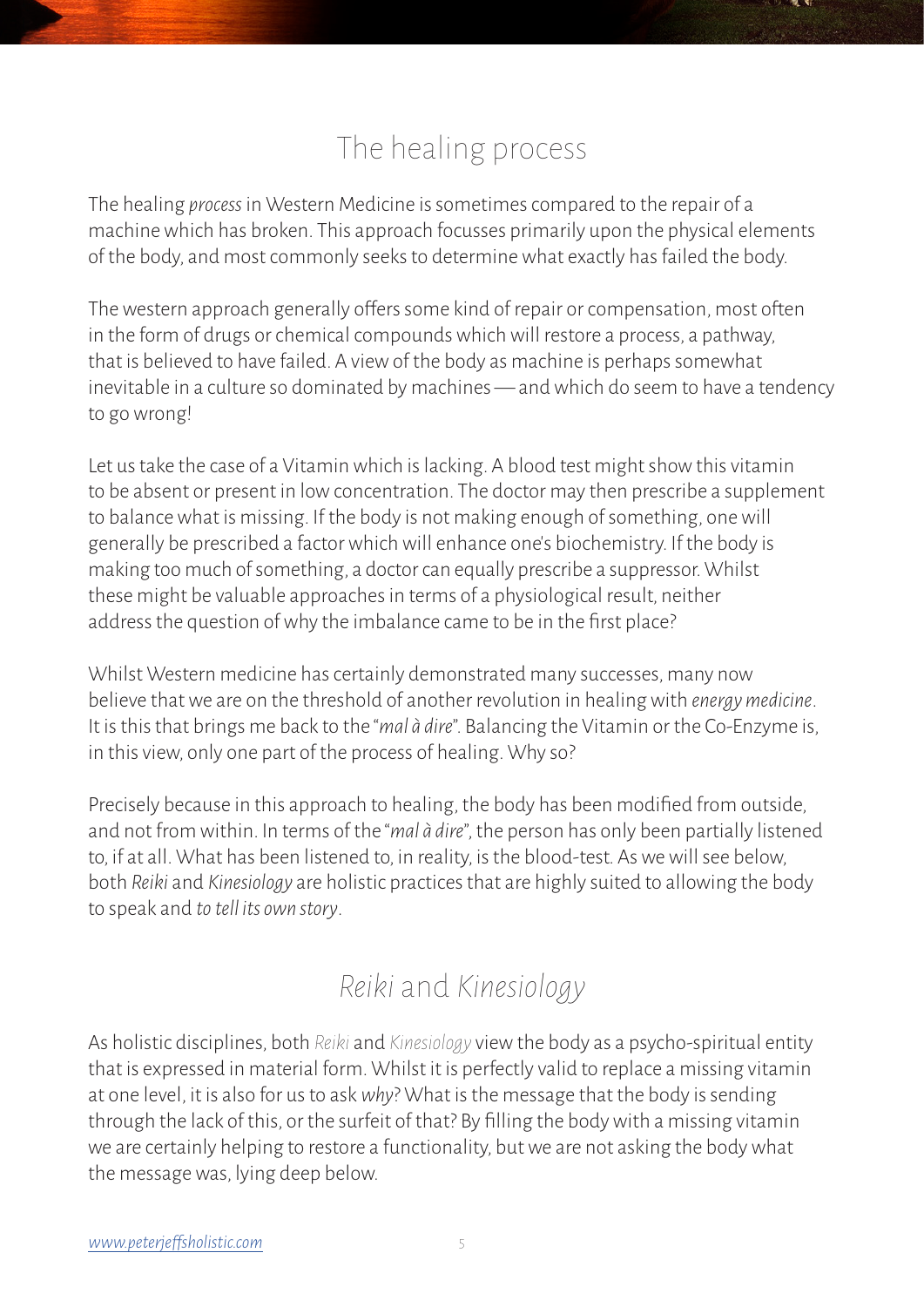## The healing process

The healing *process* in Western Medicine is sometimes compared to the repair of a machine which has broken. This approach focusses primarily upon the physical elements of the body, and most commonly seeks to determine what exactly has failed the body.

The western approach generally offers some kind of repair or compensation, most often in the form of drugs or chemical compounds which will restore a process, a pathway, that is believed to have failed. A view of the body as machine is perhaps somewhat inevitable in a culture so dominated by machines — and which do seem to have a tendency to go wrong!

Let us take the case of a Vitamin which is lacking. A blood test might show this vitamin to be absent or present in low concentration. The doctor may then prescribe a supplement to balance what is missing. If the body is not making enough of something, one will generally be prescribed a factor which will enhance one's biochemistry. If the body is making too much of something, a doctor can equally prescribe a suppressor. Whilst these might be valuable approaches in terms of a physiological result, neither address the question of why the imbalance came to be in the first place?

Whilst Western medicine has certainly demonstrated many successes, many now believe that we are on the threshold of another revolution in healing with *energy medicine*. It is this that brings me back to the "*mal à dire*". Balancing the Vitamin or the Co-Enzyme is, in this view, only one part of the process of healing. Why so?

Precisely because in this approach to healing, the body has been modified from outside, and not from within. In terms of the "*mal à dire*", the person has only been partially listened to, if at all. What has been listened to, in reality, is the blood-test. As we will see below, both *Reiki* and *Kinesiology* are holistic practices that are highly suited to allowing the body to speak and *to tell its own story*.

## *Reiki* and *Kinesiology*

As holistic disciplines, both *Reiki* and *Kinesiology* view the body as a psycho-spiritual entity that is expressed in material form. Whilst it is perfectly valid to replace a missing vitamin at one level, it is also for us to ask *why*? What is the message that the body is sending through the lack of this, or the surfeit of that? By filling the body with a missing vitamin we are certainly helping to restore a functionality, but we are not asking the body what the message was, lying deep below.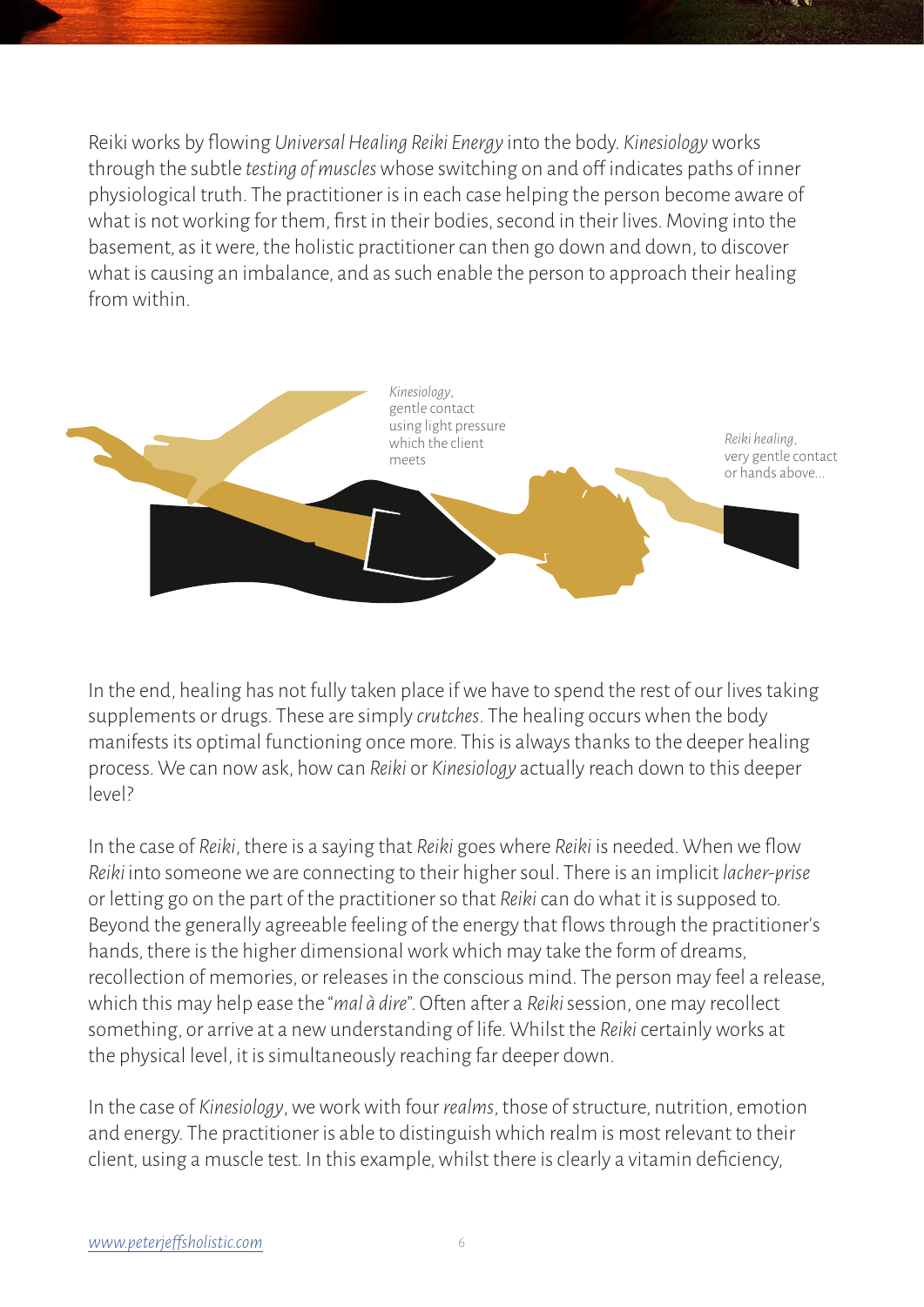Reiki works by flowing *Universal Healing Reiki Energy* into the body. *Kinesiology* works through the subtle *testing of muscles* whose switching on and off indicates paths of inner physiological truth. The practitioner is in each case helping the person become aware of what is not working for them, first in their bodies, second in their lives. Moving into the basement, as it were, the holistic practitioner can then go down and down, to discover what is causing an imbalance, and as such enable the person to approach their healing from within.

*Kinesiology*, gentle contact using light pressure which the client meets

*Reiki healing*, very gentle contact or hands above...

In the end, healing has not fully taken place if we have to spend the rest of our lives taking supplements or drugs. These are simply *crutches*. The healing occurs when the body manifests its optimal functioning once more. This is always thanks to the deeper healing process. We can now ask, how can *Reiki* or *Kinesiology* actually reach down to this deeper level?

In the case of *Reiki*, there is a saying that *Reiki* goes where *Reiki* is needed. When we flow *Reiki* into someone we are connecting to their higher soul. There is an implicit *lacher-prise* or letting go on the part of the practitioner so that *Reiki* can do what it is supposed to. Beyond the generally agreeable feeling of the energy that flows through the practitioner's hands, there is the higher dimensional work which may take the form of dreams, recollection of memories, or releases in the conscious mind. The person may feel a release, which this may help ease the "*mal à dire*". Often after a *Reiki* session, one may recollect something, or arrive at a new understanding of life. Whilst the *Reiki* certainly works at the physical level, it is simultaneously reaching far deeper down.

In the case of *Kinesiology*, we work with four *realms*, those of structure, nutrition, emotion and energy. The practitioner is able to distinguish which realm is most relevant to their client, using a muscle test. In this example, whilst there is clearly a vitamin deficiency,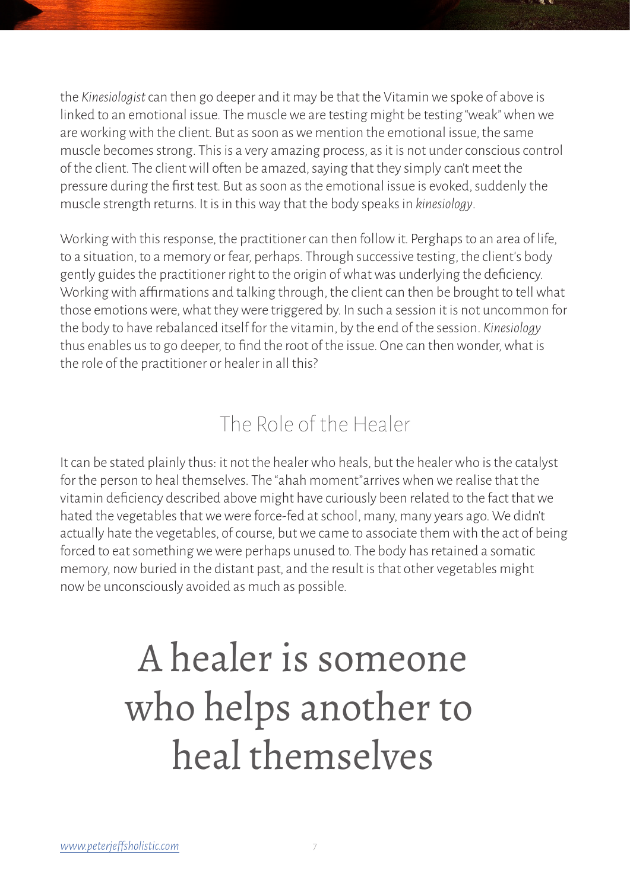the *Kinesiologist* can then go deeper and it may be that the Vitamin we spoke of above is linked to an emotional issue. The muscle we are testing might be testing "weak" when we are working with the client. But as soon as we mention the emotional issue, the same muscle becomes strong. This is a very amazing process, as it is not under conscious control of the client. The client will often be amazed, saying that they simply can't meet the pressure during the first test. But as soon as the emotional issue is evoked, suddenly the muscle strength returns. It is in this way that the body speaks in *kinesiology*.

Working with this response, the practitioner can then follow it. Perghaps to an area of life, to a situation, to a memory or fear, perhaps. Through successive testing, the client's body gently guides the practitioner right to the origin of what was underlying the deficiency. Working with affirmations and talking through, the client can then be brought to tell what those emotions were, what they were triggered by. In such a session it is not uncommon for the body to have rebalanced itself for the vitamin, by the end of the session. *Kinesiology* thus enables us to go deeper, to find the root of the issue. One can then wonder, what is the role of the practitioner or healer in all this?

## The Role of the Healer

It can be stated plainly thus: it not the healer who heals, but the healer who is the catalyst for the person to heal themselves. The "ahah moment"arrives when we realise that the vitamin deficiency described above might have curiously been related to the fact that we hated the vegetables that we were force-fed at school, many, many years ago. We didn't actually hate the vegetables, of course, but we came to associate them with the act of being forced to eat something we were perhaps unused to. The body has retained a somatic memory, now buried in the distant past, and the result is that other vegetables might now be unconsciously avoided as much as possible.

# A healer is someone who helps another to heal themselves

www.peterjeffsholistic.com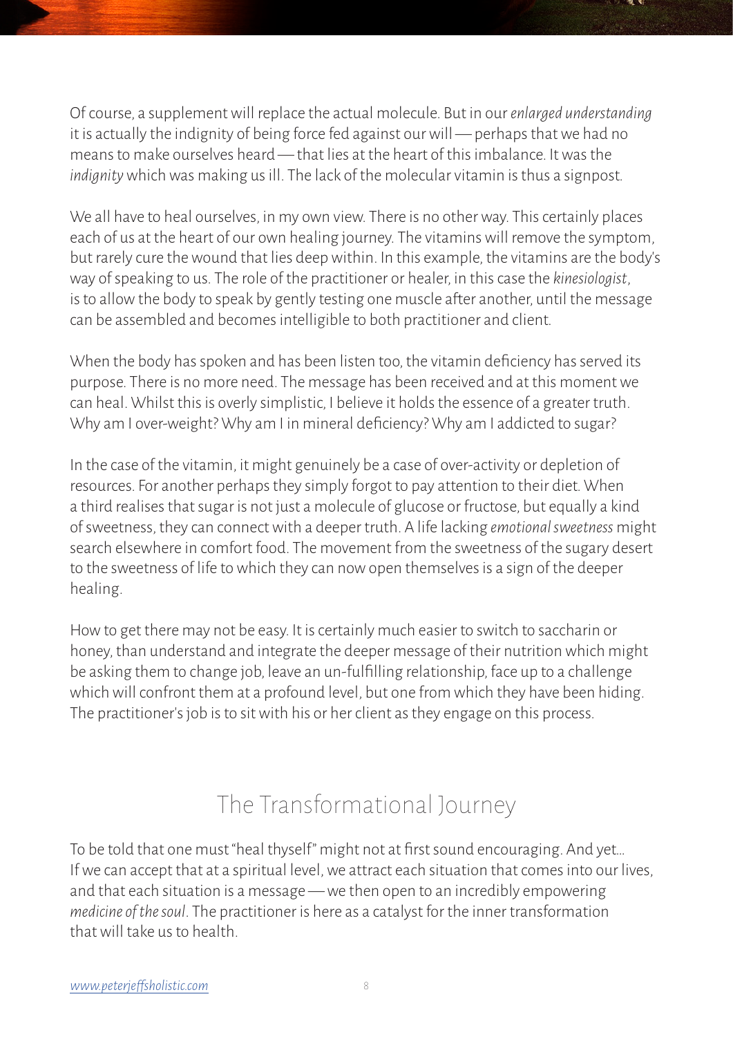Of course, a supplement will replace the actual molecule. But in our *enlarged understanding* it is actually the indignity of being force fed against our will — perhaps that we had no means to make ourselves heard — that lies at the heart of this imbalance. It was the *indignity* which was making us ill. The lack of the molecular vitamin is thus a signpost.

We all have to heal ourselves, in my own view. There is no other way. This certainly places each of us at the heart of our own healing journey. The vitamins will remove the symptom, but rarely cure the wound that lies deep within. In this example, the vitamins are the body's way of speaking to us. The role of the practitioner or healer, in this case the *kinesiologist*, is to allow the body to speak by gently testing one muscle after another, until the message can be assembled and becomes intelligible to both practitioner and client.

When the body has spoken and has been listen too, the vitamin deficiency has served its purpose. There is no more need. The message has been received and at this moment we can heal. Whilst this is overly simplistic, I believe it holds the essence of a greater truth. Why am I over-weight? Why am I in mineral deficiency? Why am I addicted to sugar?

In the case of the vitamin, it might genuinely be a case of over-activity or depletion of resources. For another perhaps they simply forgot to pay attention to their diet. When a third realises that sugar is not just a molecule of glucose or fructose, but equally a kind of sweetness, they can connect with a deeper truth. A life lacking *emotional sweetness* might search elsewhere in comfort food. The movement from the sweetness of the sugary desert to the sweetness of life to which they can now open themselves is a sign of the deeper healing.

How to get there may not be easy. It is certainly much easier to switch to saccharin or honey, than understand and integrate the deeper message of their nutrition which might be asking them to change job, leave an un-fulfilling relationship, face up to a challenge which will confront them at a profound level, but one from which they have been hiding. The practitioner's job is to sit with his or her client as they engage on this process.

## The Transformational Journey

To be told that one must "heal thyself" might not at first sound encouraging. And yet… If we can accept that at a spiritual level, we attract each situation that comes into our lives, and that each situation is a message — we then open to an incredibly empowering *medicine of the soul*. The practitioner is here as a catalyst for the inner transformation that will take us to health.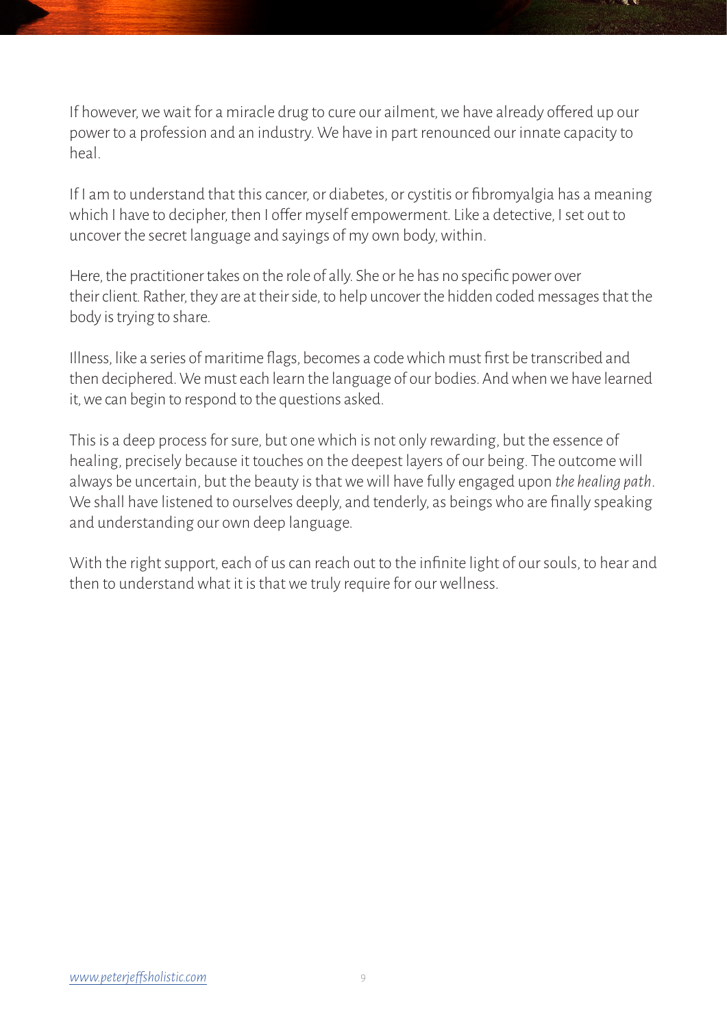If however, we wait for a miracle drug to cure our ailment, we have already offered up our power to a profession and an industry. We have in part renounced our innate capacity to heal.

If I am to understand that this cancer, or diabetes, or cystitis or fibromyalgia has a meaning which I have to decipher, then I offer myself empowerment. Like a detective, I set out to uncover the secret language and sayings of my own body, within.

Here, the practitioner takes on the role of ally. She or he has no specific power over their client. Rather, they are at their side, to help uncover the hidden coded messages that the body is trying to share.

Illness, like a series of maritime flags, becomes a code which must first be transcribed and then deciphered. We must each learn the language of our bodies. And when we have learned it, we can begin to respond to the questions asked.

This is a deep process for sure, but one which is not only rewarding, but the essence of healing, precisely because it touches on the deepest layers of our being. The outcome will always be uncertain, but the beauty is that we will have fully engaged upon *the healing path*. We shall have listened to ourselves deeply, and tenderly, as beings who are finally speaking and understanding our own deep language.

With the right support, each of us can reach out to the infinite light of our souls, to hear and then to understand what it is that we truly require for our wellness.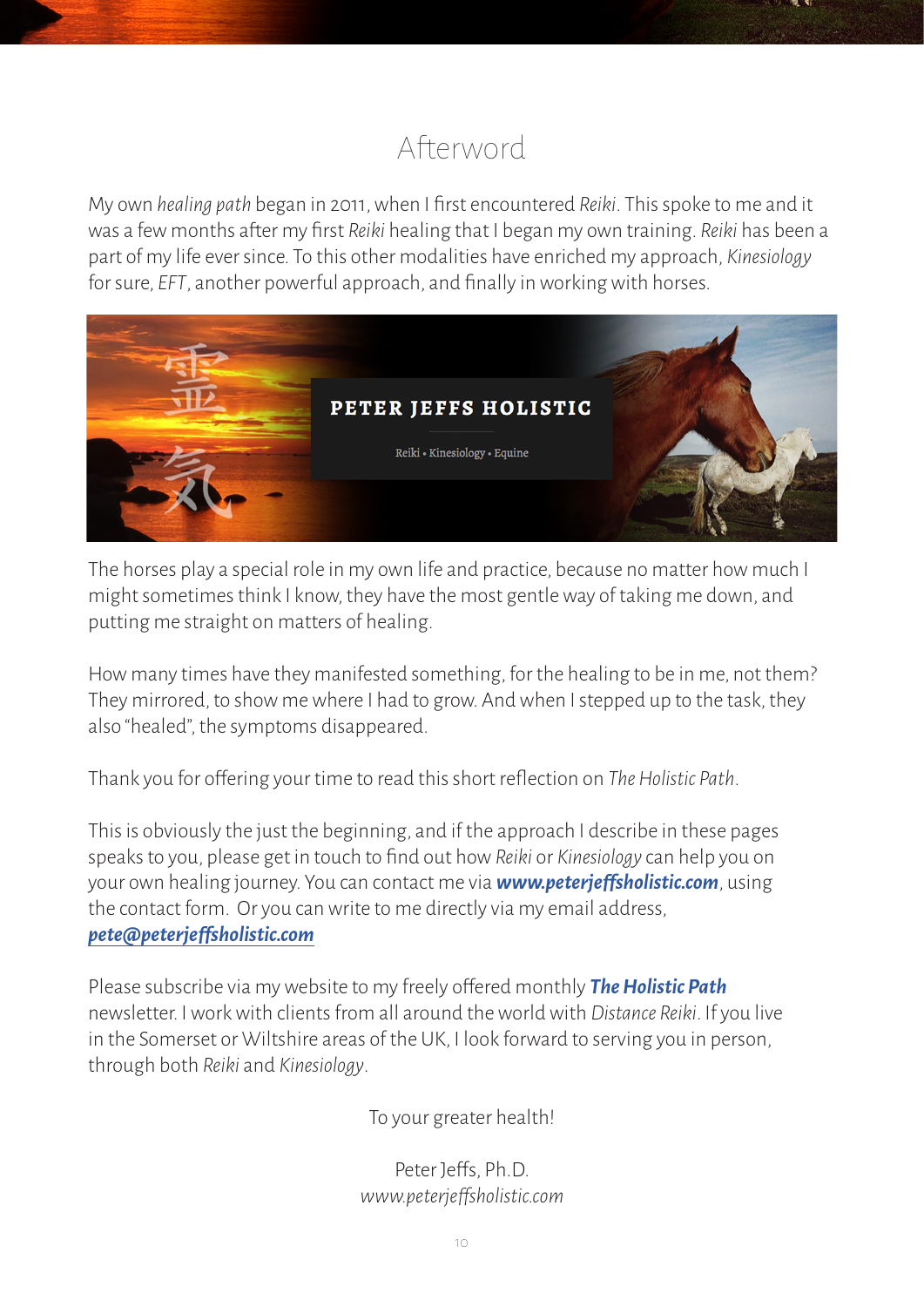# Afterword

My own *healing path* began in 2011, when I first encountered *Reiki*. This spoke to me and it was a few months after my first *Reiki* healing that I began my own training. *Reiki* has been a part of my life ever since. To this other modalities have enriched my approach, *Kinesiology* for sure, *EFT*, another powerful approach, and finally in working with horses.

PETER JEFFS HOLISTIC

Reiki • Kinesiology • Equine

The horses play a special role in my own life and practice, because no matter how much I might sometimes think I know, they have the most gentle way of taking me down, and putting me straight on matters of healing.

How many times have they manifested something, for the healing to be in me, not them? They mirrored, to show me where I had to grow. And when I stepped up to the task, they also "healed", the symptoms disappeared.

Thank you for offering your time to read this short reflection on *The Holistic Path*.

This is obviously the just the beginning, and if the approach I describe in these pages speaks to you, please get in touch to find out how *Reiki* or *Kinesiology* can help you on your own healing journey. You can contact me via ***www.peterjeffsholistic.com***, using the contact form. Or you can write to me directly via my email address, ***pete@peterjeffsholistic.com***

Please subscribe via my website to my freely offered monthly ***The Holistic Path*** newsletter. I work with clients from all around the world with *Distance Reiki*. If you live in the Somerset or Wiltshire areas of the UK, I look forward to serving you in person, through both *Reiki* and *Kinesiology*.

To your greater health!

Peter Jeffs, Ph.D.
*www.peterjeffsholistic.com*